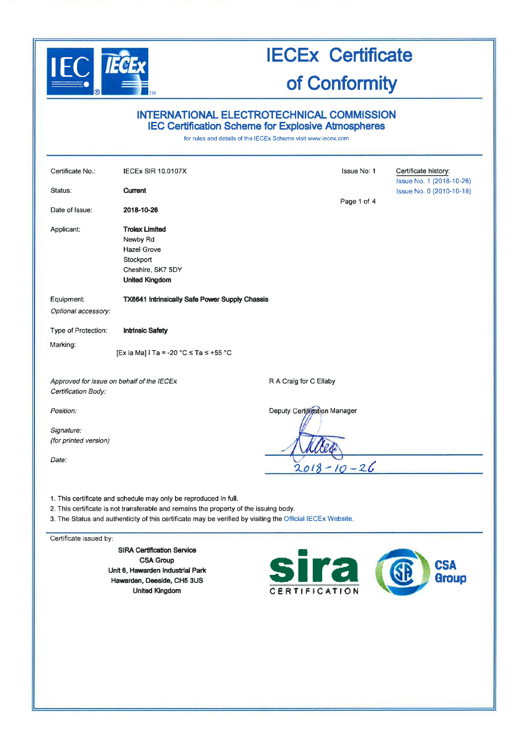# IECEx Certificate of Conformity

## INTERNATIONAL ELECTROTECHNICAL COMMISSION
## IEC Certification Scheme for Explosive Atmospheres

for rules and details of the IECEx Scheme visit www.iecex.com

| | | | |
|---|---|---|---|
| Certificate No.: | IECEx SIR 10.0107X | Issue No: 1 | Certificate history: Issue No. 1 (2018-10-26) Issue No. 0 (2010-10-18) |
| Status: | **Current** | | |
| Date of Issue: | **2018-10-26** | | |
| Applicant: | **Trolex Limited** Newby Rd Hazel Grove Stockport Cheshire, SK7 5DY **United Kingdom** | | |
| Equipment: | **TX6641 Intrinsically Safe Power Supply Chassis** | | |
| *Optional accessory:* | | | |
| Type of Protection: | **Intrinsic Safety** | | |
| Marking: | [Ex ia Ma] I Ta = -20 °C ≤ Ta ≤ +55 °C | | |

*Approved for issue on behalf of the IECEx Certification Body:* R A Craig for C Ellaby

*Position:* Deputy Certification Manager

*Signature: (for printed version)*

*Date:* 2018-10-26

1. This certificate and schedule may only be reproduced in full.
2. This certificate is not transferable and remains the property of the issuing body.
3. The Status and authenticity of this certificate may be verified by visiting the Official IECEx Website.

Certificate issued by:

**SIRA Certification Service**
**CSA Group**
**Unit 6, Hawarden Industrial Park**
**Hawarden, Deeside, CH5 3US**
**United Kingdom**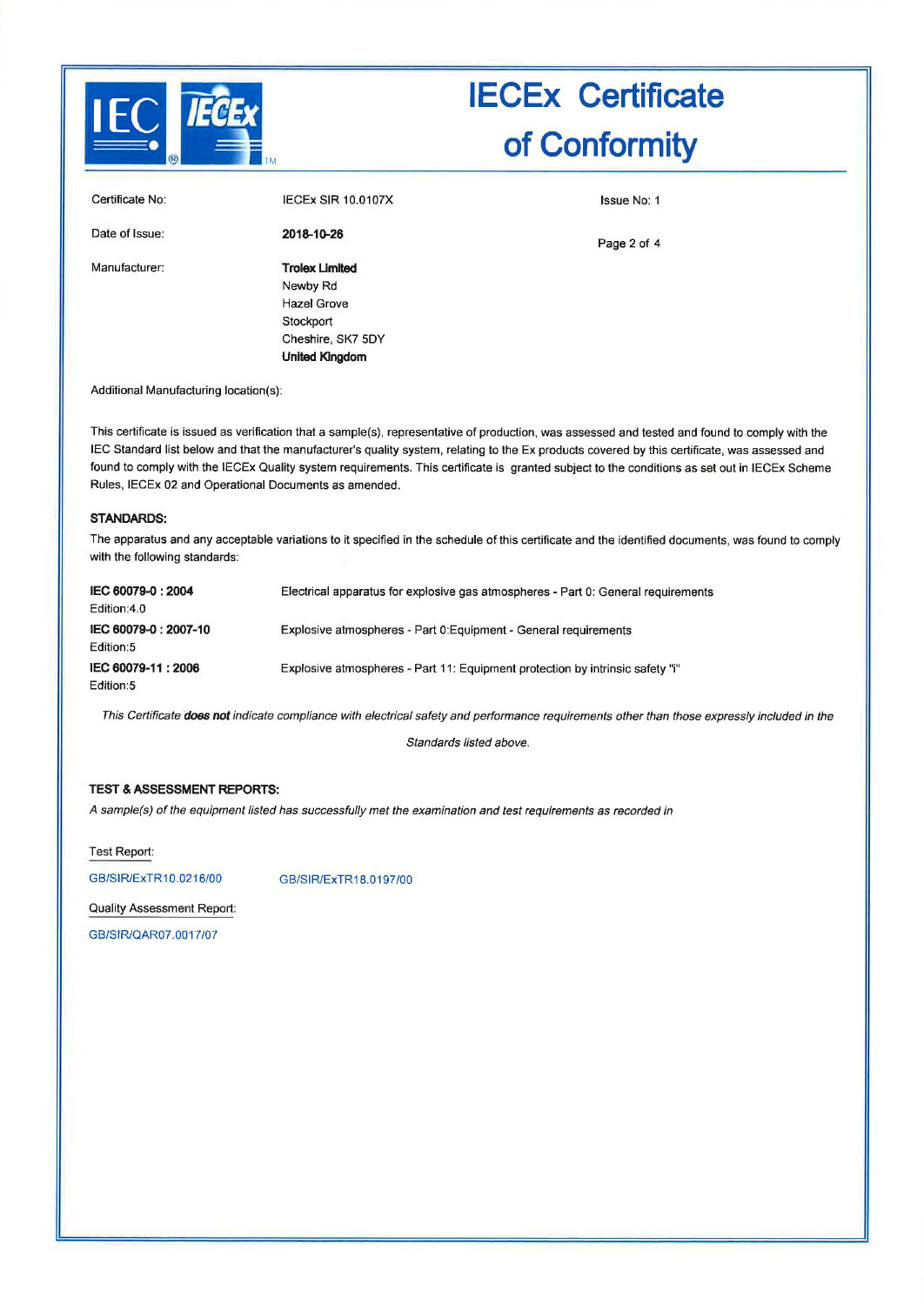# IECEx Certificate of Conformity

| | | |
|---|---|---|
| Certificate No: | IECEx SIR 10.0107X | Issue No: 1 |
| Date of Issue: | **2018-10-26** | |
| Manufacturer: | **Trolex Limited**<br>Newby Rd<br>Hazel Grove<br>Stockport<br>Cheshire, SK7 5DY<br>**United Kingdom** | |

Additional Manufacturing location(s):

This certificate is issued as verification that a sample(s), representative of production, was assessed and tested and found to comply with the IEC Standard list below and that the manufacturer's quality system, relating to the Ex products covered by this certificate, was assessed and found to comply with the IECEx Quality system requirements. This certificate is granted subject to the conditions as set out in IECEx Scheme Rules, IECEx 02 and Operational Documents as amended.

**STANDARDS:**

The apparatus and any acceptable variations to it specified in the schedule of this certificate and the identified documents, was found to comply with the following standards:

| | |
|---|---|
| **IEC 60079-0 : 2004**<br>Edition:4.0 | Electrical apparatus for explosive gas atmospheres - Part 0: General requirements |
| **IEC 60079-0 : 2007-10**<br>Edition:5 | Explosive atmospheres - Part 0:Equipment - General requirements |
| **IEC 60079-11 : 2006**<br>Edition:5 | Explosive atmospheres - Part 11: Equipment protection by intrinsic safety "i" |

*This Certificate **does not** indicate compliance with electrical safety and performance requirements other than those expressly included in the Standards listed above.*

**TEST & ASSESSMENT REPORTS:**

*A sample(s) of the equipment listed has successfully met the examination and test requirements as recorded in*

Test Report:

GB/SIR/ExTR10.0216/00 GB/SIR/ExTR18.0197/00

Quality Assessment Report:

GB/SIR/QAR07.0017/07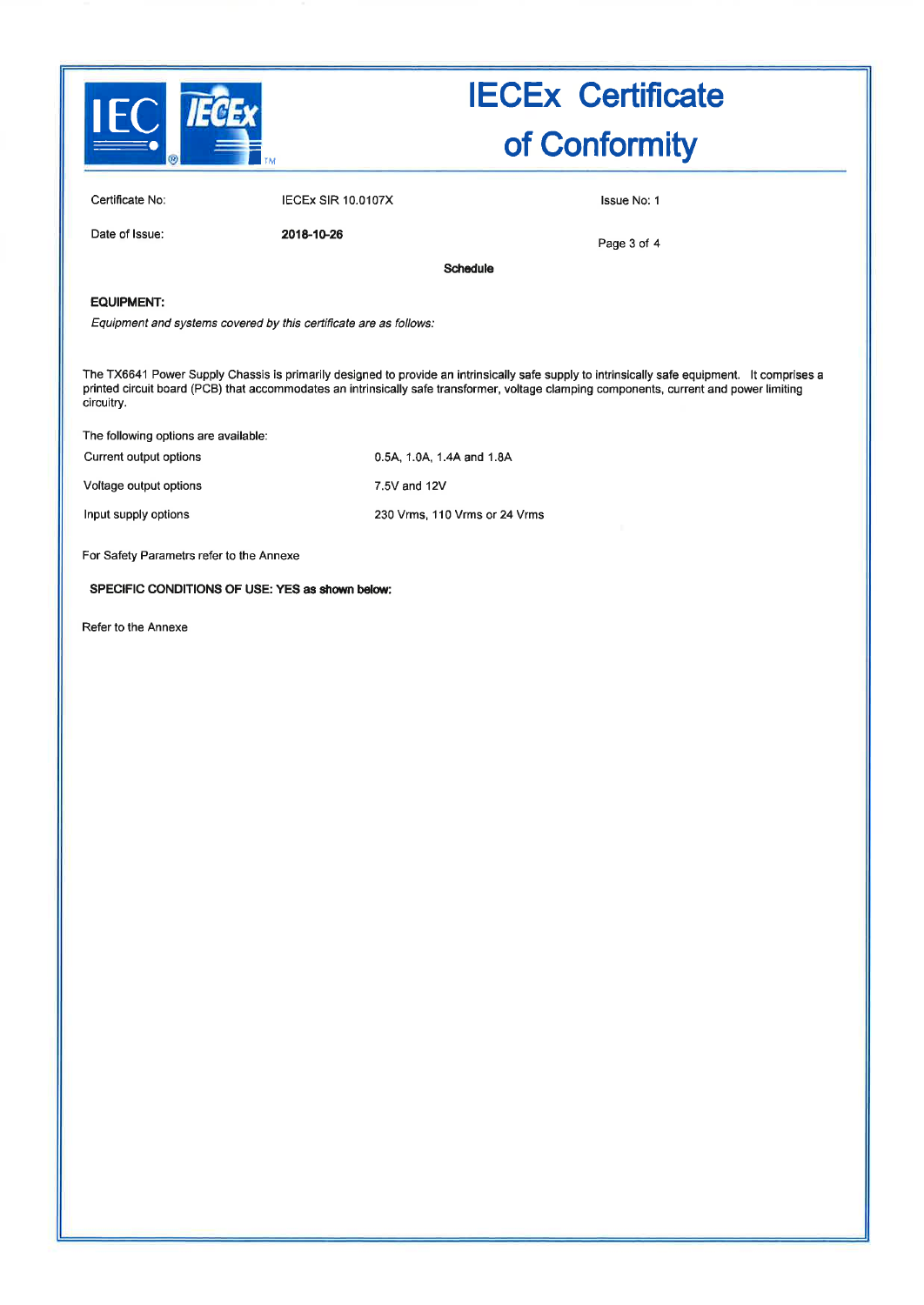# IECEx Certificate of Conformity

| | | |
|---|---|---|
| Certificate No: | IECEx SIR 10.0107X | Issue No: 1 |
| Date of Issue: | **2018-10-26** | |

**Schedule**

**EQUIPMENT:**

*Equipment and systems covered by this certificate are as follows:*

The TX6641 Power Supply Chassis is primarily designed to provide an intrinsically safe supply to intrinsically safe equipment. It comprises a printed circuit board (PCB) that accommodates an intrinsically safe transformer, voltage clamping components, current and power limiting circuitry.

The following options are available:

| | |
|---|---|
| Current output options | 0.5A, 1.0A, 1.4A and 1.8A |
| Voltage output options | 7.5V and 12V |
| Input supply options | 230 Vrms, 110 Vrms or 24 Vrms |

For Safety Parametrs refer to the Annexe

**SPECIFIC CONDITIONS OF USE: YES as shown below:**

Refer to the Annexe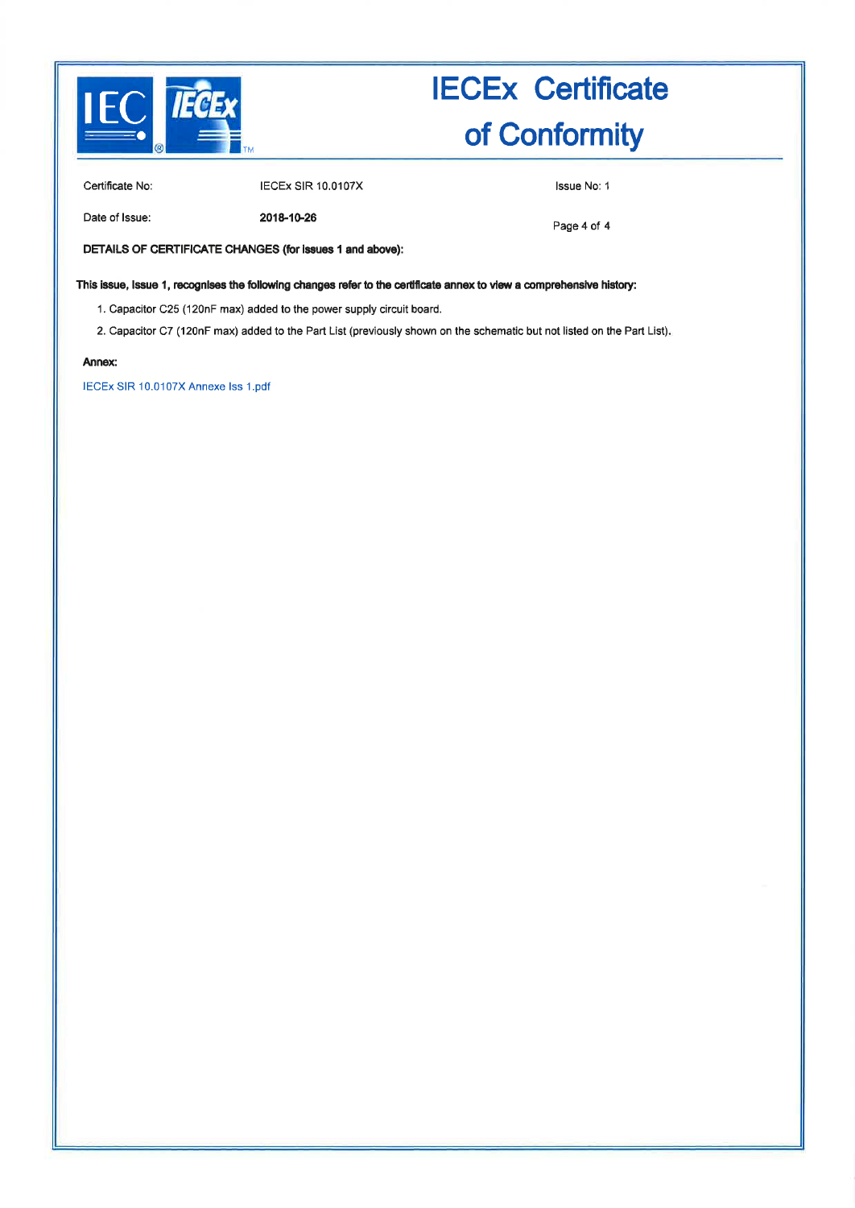# IECEx Certificate of Conformity

| | | |
|---|---|---|
| Certificate No: | IECEx SIR 10.0107X | Issue No: 1 |
| Date of Issue: | **2018-10-26** | |

**DETAILS OF CERTIFICATE CHANGES (for issues 1 and above):**

**This issue, Issue 1, recognises the following changes refer to the certificate annex to view a comprehensive history:**

1. Capacitor C25 (120nF max) added to the power supply circuit board.
2. Capacitor C7 (120nF max) added to the Part List (previously shown on the schematic but not listed on the Part List).

**Annex:**

IECEx SIR 10.0107X Annexe Iss 1.pdf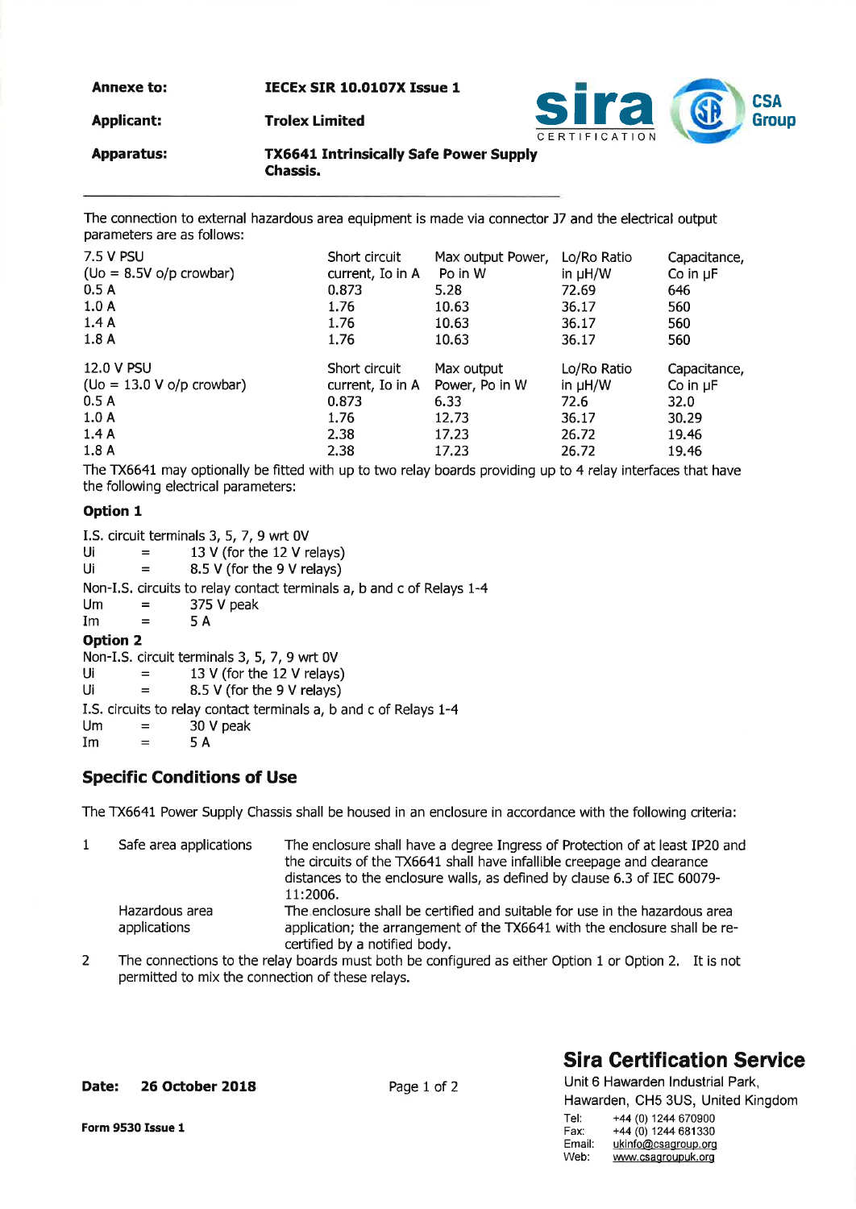| | |
|---|---|
| **Annexe to:** | **IECEx SIR 10.0107X Issue 1** |
| **Applicant:** | **Trolex Limited** |
| **Apparatus:** | **TX6641 Intrinsically Safe Power Supply Chassis.** |

The connection to external hazardous area equipment is made via connector J7 and the electrical output parameters are as follows:

| 7.5 V PSU (Uo = 8.5V o/p crowbar) | Short circuit current, Io in A | Max output Power, Po in W | Lo/Ro Ratio in μH/W | Capacitance, Co in μF |
|---|---|---|---|---|
| 0.5 A | 0.873 | 5.28 | 72.69 | 646 |
| 1.0 A | 1.76 | 10.63 | 36.17 | 560 |
| 1.4 A | 1.76 | 10.63 | 36.17 | 560 |
| 1.8 A | 1.76 | 10.63 | 36.17 | 560 |

| 12.0 V PSU (Uo = 13.0 V o/p crowbar) | Short circuit current, Io in A | Max output Power, Po in W | Lo/Ro Ratio in μH/W | Capacitance, Co in μF |
|---|---|---|---|---|
| 0.5 A | 0.873 | 6.33 | 72.6 | 32.0 |
| 1.0 A | 1.76 | 12.73 | 36.17 | 30.29 |
| 1.4 A | 2.38 | 17.23 | 26.72 | 19.46 |
| 1.8 A | 2.38 | 17.23 | 26.72 | 19.46 |

The TX6641 may optionally be fitted with up to two relay boards providing up to 4 relay interfaces that have the following electrical parameters:

**Option 1**

I.S. circuit terminals 3, 5, 7, 9 wrt 0V

Ui = 13 V (for the 12 V relays)
Ui = 8.5 V (for the 9 V relays)

Non-I.S. circuits to relay contact terminals a, b and c of Relays 1-4

Um = 375 V peak
Im = 5 A

**Option 2**

Non-I.S. circuit terminals 3, 5, 7, 9 wrt 0V

Ui = 13 V (for the 12 V relays)
Ui = 8.5 V (for the 9 V relays)

I.S. circuits to relay contact terminals a, b and c of Relays 1-4

Um = 30 V peak
Im = 5 A

## Specific Conditions of Use

The TX6641 Power Supply Chassis shall be housed in an enclosure in accordance with the following criteria:

1. Safe area applications — The enclosure shall have a degree Ingress of Protection of at least IP20 and the circuits of the TX6641 shall have infallible creepage and clearance distances to the enclosure walls, as defined by clause 6.3 of IEC 60079-11:2006.

   Hazardous area applications — The enclosure shall be certified and suitable for use in the hazardous area application; the arrangement of the TX6641 with the enclosure shall be re-certified by a notified body.

2. The connections to the relay boards must both be configured as either Option 1 or Option 2. It is not permitted to mix the connection of these relays.

**Date: 26 October 2018**

**Form 9530 Issue 1**

## Sira Certification Service

Unit 6 Hawarden Industrial Park,
Hawarden, CH5 3US, United Kingdom

Tel: +44 (0) 1244 670900
Fax: +44 (0) 1244 681330
Email: ukinfo@csagroup.org
Web: www.csagroupuk.org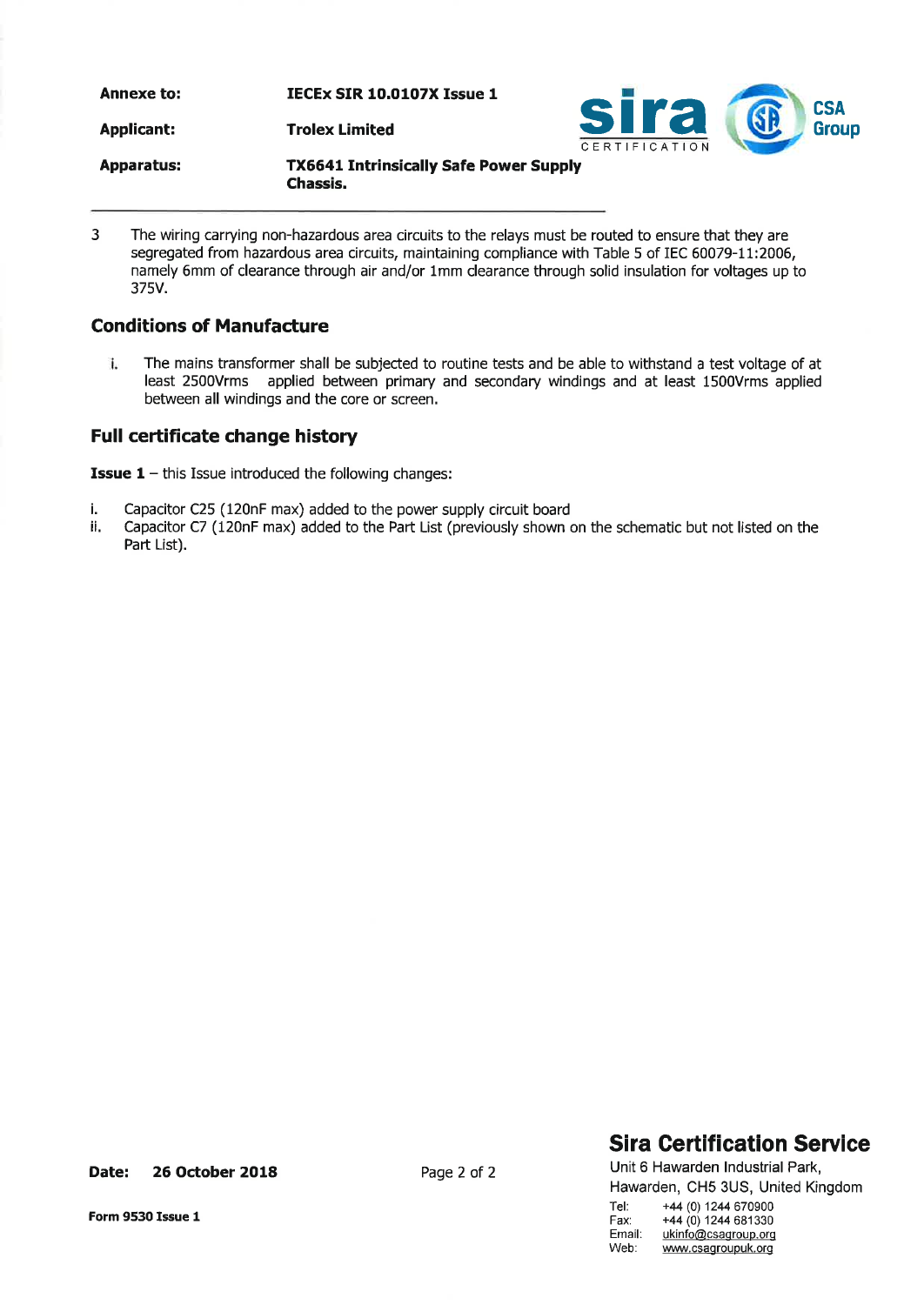3 The wiring carrying non-hazardous area circuits to the relays must be routed to ensure that they are segregated from hazardous area circuits, maintaining compliance with Table 5 of IEC 60079-11:2006, namely 6mm of clearance through air and/or 1mm clearance through solid insulation for voltages up to 375V.

## Conditions of Manufacture

i. The mains transformer shall be subjected to routine tests and be able to withstand a test voltage of at least 2500Vrms applied between primary and secondary windings and at least 1500Vrms applied between all windings and the core or screen.

## Full certificate change history

**Issue 1** – this Issue introduced the following changes:

i. Capacitor C25 (120nF max) added to the power supply circuit board
ii. Capacitor C7 (120nF max) added to the Part List (previously shown on the schematic but not listed on the Part List).